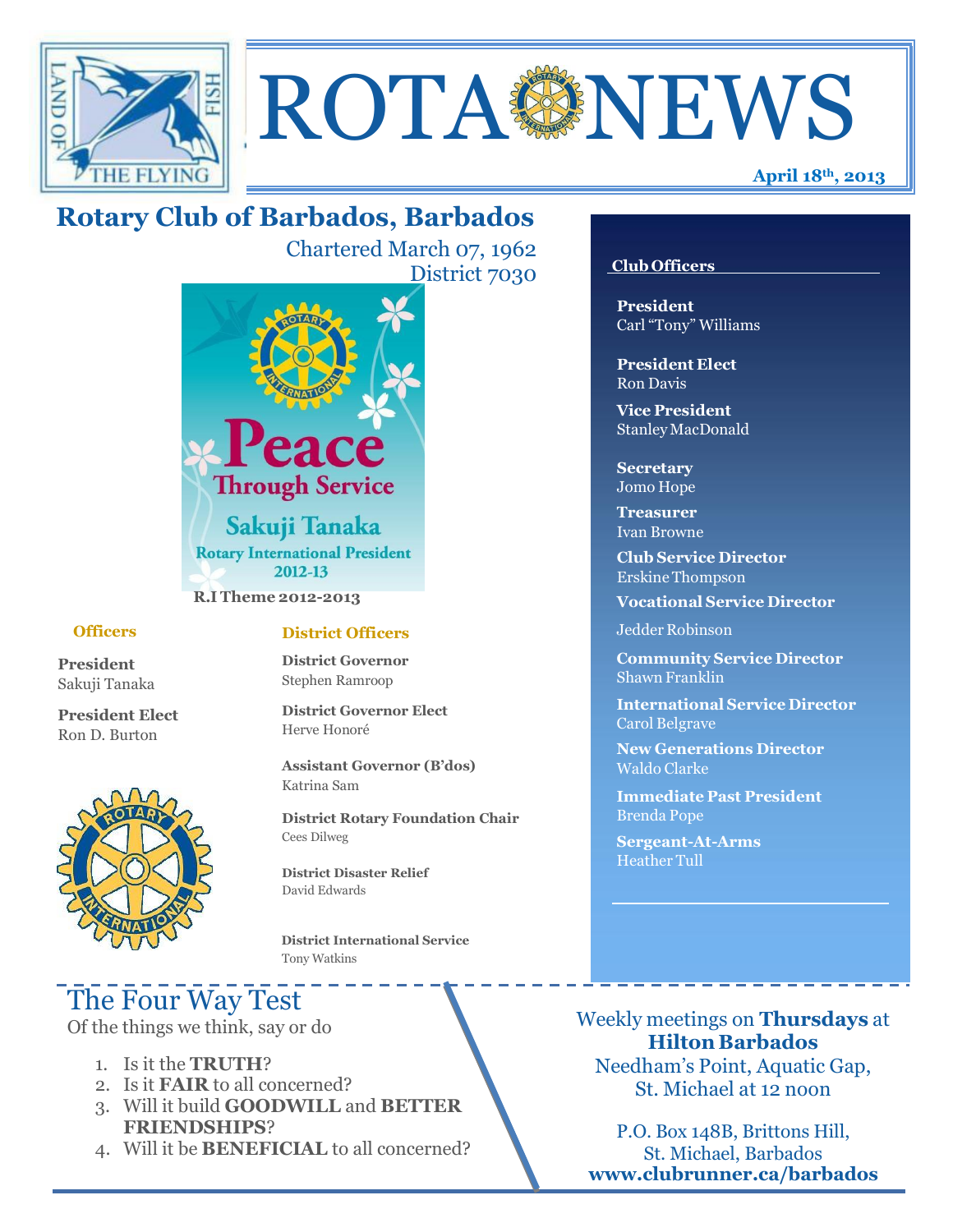# ROTA NEWS

**April 18th, 2013**

## Rotary Club of Barbados, Barbados

Chartered March 07, 1962
District 7030

Peace Through Service
Sakuji Tanaka
Rotary International President 2012-13

**R.I Theme 2012-2013**

### Officers

**President**
Sakuji Tanaka

**President Elect**
Ron D. Burton

### District Officers

**District Governor**
Stephen Ramroop

**District Governor Elect**
Herve Honoré

**Assistant Governor (B'dos)**
Katrina Sam

**District Rotary Foundation Chair**
Cees Dilweg

**District Disaster Relief**
David Edwards

**District International Service**
Tony Watkins

### Club Officers

**President**
Carl "Tony" Williams

**President Elect**
Ron Davis

**Vice President**
Stanley MacDonald

**Secretary**
Jomo Hope

**Treasurer**
Ivan Browne

**Club Service Director**
Erskine Thompson

**Vocational Service Director**
Jedder Robinson

**Community Service Director**
Shawn Franklin

**International Service Director**
Carol Belgrave

**New Generations Director**
Waldo Clarke

**Immediate Past President**
Brenda Pope

**Sergeant-At-Arms**
Heather Tull

## The Four Way Test

Of the things we think, say or do

1. Is it the **TRUTH**?
2. Is it **FAIR** to all concerned?
3. Will it build **GOODWILL** and **BETTER FRIENDSHIPS**?
4. Will it be **BENEFICIAL** to all concerned?

Weekly meetings on **Thursdays** at **Hilton Barbados**
Needham's Point, Aquatic Gap, St. Michael at 12 noon

P.O. Box 148B, Brittons Hill, St. Michael, Barbados
**www.clubrunner.ca/barbados**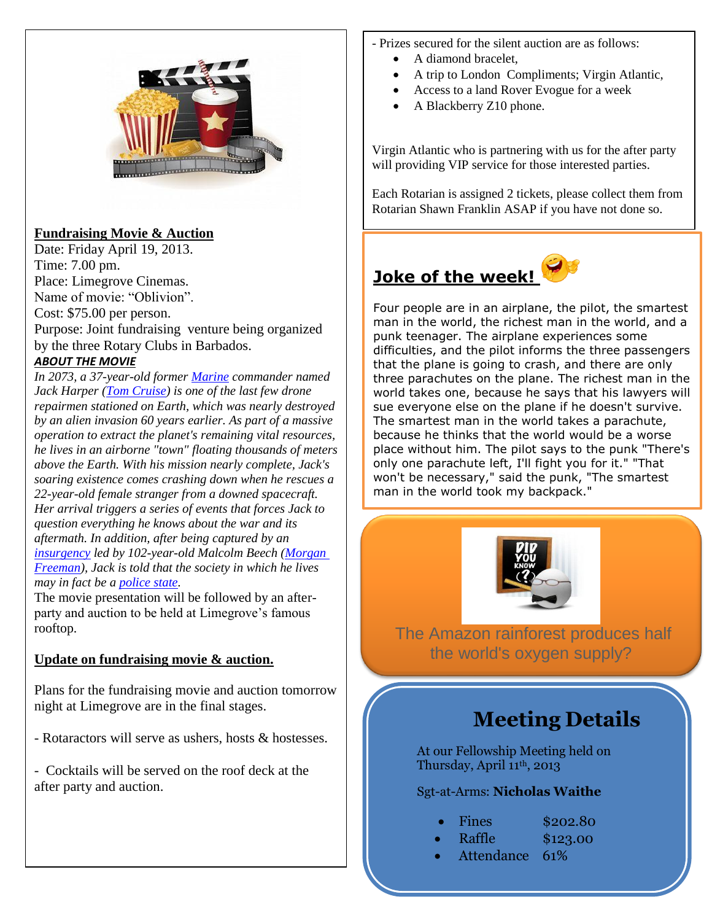## Fundraising Movie & Auction

Date: Friday April 19, 2013.
Time: 7.00 pm.
Place: Limegrove Cinemas.
Name of movie: "Oblivion".
Cost: $75.00 per person.
Purpose: Joint fundraising venture being organized by the three Rotary Clubs in Barbados.

***ABOUT THE MOVIE***

*In 2073, a 37-year-old former Marine commander named Jack Harper (Tom Cruise) is one of the last few drone repairmen stationed on Earth, which was nearly destroyed by an alien invasion 60 years earlier. As part of a massive operation to extract the planet's remaining vital resources, he lives in an airborne "town" floating thousands of meters above the Earth. With his mission nearly complete, Jack's soaring existence comes crashing down when he rescues a 22-year-old female stranger from a downed spacecraft. Her arrival triggers a series of events that forces Jack to question everything he knows about the war and its aftermath. In addition, after being captured by an insurgency led by 102-year-old Malcolm Beech (Morgan Freeman), Jack is told that the society in which he lives may in fact be a police state.*

The movie presentation will be followed by an after-party and auction to be held at Limegrove's famous rooftop.

## Update on fundraising movie & auction.

Plans for the fundraising movie and auction tomorrow night at Limegrove are in the final stages.

- Rotaractors will serve as ushers, hosts & hostesses.

- Cocktails will be served on the roof deck at the after party and auction.

- Prizes secured for the silent auction are as follows:
  - A diamond bracelet,
  - A trip to London Compliments; Virgin Atlantic,
  - Access to a land Rover Evogue for a week
  - A Blackberry Z10 phone.

Virgin Atlantic who is partnering with us for the after party will providing VIP service for those interested parties.

Each Rotarian is assigned 2 tickets, please collect them from Rotarian Shawn Franklin ASAP if you have not done so.

## Joke of the week!

Four people are in an airplane, the pilot, the smartest man in the world, the richest man in the world, and a punk teenager. The airplane experiences some difficulties, and the pilot informs the three passengers that the plane is going to crash, and there are only three parachutes on the plane. The richest man in the world takes one, because he says that his lawyers will sue everyone else on the plane if he doesn't survive. The smartest man in the world takes a parachute, because he thinks that the world would be a worse place without him. The pilot says to the punk "There's only one parachute left, I'll fight you for it." "That won't be necessary," said the punk, "The smartest man in the world took my backpack."

The Amazon rainforest produces half the world's oxygen supply?

## Meeting Details

At our Fellowship Meeting held on Thursday, April 11th, 2013

Sgt-at-Arms: **Nicholas Waithe**

- Fines $202.80
- Raffle $123.00
- Attendance 61%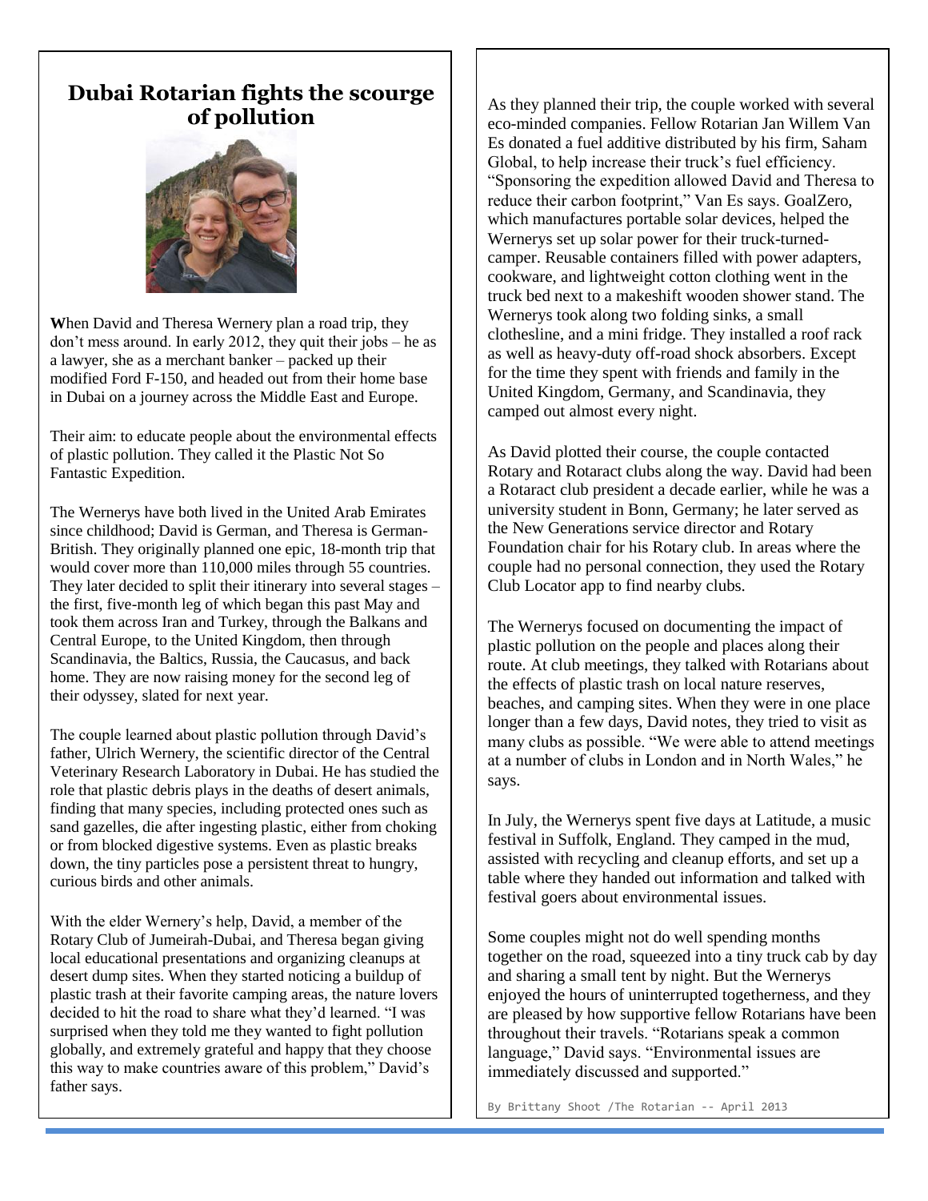# Dubai Rotarian fights the scourge of pollution

**W**hen David and Theresa Wernery plan a road trip, they don't mess around. In early 2012, they quit their jobs – he as a lawyer, she as a merchant banker – packed up their modified Ford F-150, and headed out from their home base in Dubai on a journey across the Middle East and Europe.

Their aim: to educate people about the environmental effects of plastic pollution. They called it the Plastic Not So Fantastic Expedition.

The Wernerys have both lived in the United Arab Emirates since childhood; David is German, and Theresa is German-British. They originally planned one epic, 18-month trip that would cover more than 110,000 miles through 55 countries. They later decided to split their itinerary into several stages – the first, five-month leg of which began this past May and took them across Iran and Turkey, through the Balkans and Central Europe, to the United Kingdom, then through Scandinavia, the Baltics, Russia, the Caucasus, and back home. They are now raising money for the second leg of their odyssey, slated for next year.

The couple learned about plastic pollution through David's father, Ulrich Wernery, the scientific director of the Central Veterinary Research Laboratory in Dubai. He has studied the role that plastic debris plays in the deaths of desert animals, finding that many species, including protected ones such as sand gazelles, die after ingesting plastic, either from choking or from blocked digestive systems. Even as plastic breaks down, the tiny particles pose a persistent threat to hungry, curious birds and other animals.

With the elder Wernery's help, David, a member of the Rotary Club of Jumeirah-Dubai, and Theresa began giving local educational presentations and organizing cleanups at desert dump sites. When they started noticing a buildup of plastic trash at their favorite camping areas, the nature lovers decided to hit the road to share what they'd learned. "I was surprised when they told me they wanted to fight pollution globally, and extremely grateful and happy that they choose this way to make countries aware of this problem," David's father says.

As they planned their trip, the couple worked with several eco-minded companies. Fellow Rotarian Jan Willem Van Es donated a fuel additive distributed by his firm, Saham Global, to help increase their truck's fuel efficiency. "Sponsoring the expedition allowed David and Theresa to reduce their carbon footprint," Van Es says. GoalZero, which manufactures portable solar devices, helped the Wernerys set up solar power for their truck-turned-camper. Reusable containers filled with power adapters, cookware, and lightweight cotton clothing went in the truck bed next to a makeshift wooden shower stand. The Wernerys took along two folding sinks, a small clothesline, and a mini fridge. They installed a roof rack as well as heavy-duty off-road shock absorbers. Except for the time they spent with friends and family in the United Kingdom, Germany, and Scandinavia, they camped out almost every night.

As David plotted their course, the couple contacted Rotary and Rotaract clubs along the way. David had been a Rotaract club president a decade earlier, while he was a university student in Bonn, Germany; he later served as the New Generations service director and Rotary Foundation chair for his Rotary club. In areas where the couple had no personal connection, they used the Rotary Club Locator app to find nearby clubs.

The Wernerys focused on documenting the impact of plastic pollution on the people and places along their route. At club meetings, they talked with Rotarians about the effects of plastic trash on local nature reserves, beaches, and camping sites. When they were in one place longer than a few days, David notes, they tried to visit as many clubs as possible. "We were able to attend meetings at a number of clubs in London and in North Wales," he says.

In July, the Wernerys spent five days at Latitude, a music festival in Suffolk, England. They camped in the mud, assisted with recycling and cleanup efforts, and set up a table where they handed out information and talked with festival goers about environmental issues.

Some couples might not do well spending months together on the road, squeezed into a tiny truck cab by day and sharing a small tent by night. But the Wernerys enjoyed the hours of uninterrupted togetherness, and they are pleased by how supportive fellow Rotarians have been throughout their travels. "Rotarians speak a common language," David says. "Environmental issues are immediately discussed and supported."

By Brittany Shoot /The Rotarian -- April 2013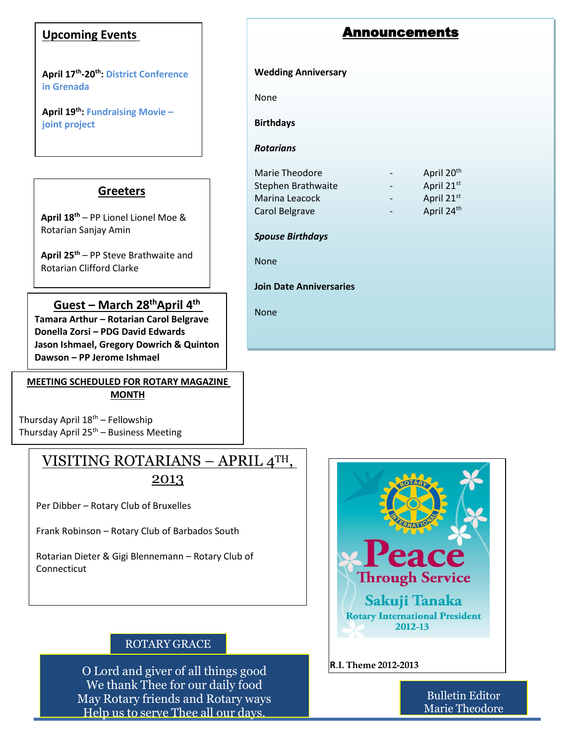## Upcoming Events

**April 17th-20th:** District Conference in Grenada

**April 19th:** Fundraising Movie – joint project

## Greeters

**April 18th** – PP Lionel Lionel Moe & Rotarian Sanjay Amin

**April 25th** – PP Steve Brathwaite and Rotarian Clifford Clarke

## Guest – March 28th April 4th

**Tamara Arthur – Rotarian Carol Belgrave**
**Donella Zorsi – PDG David Edwards**
**Jason Ishmael, Gregory Dowrich & Quinton Dawson – PP Jerome Ishmael**

## MEETING SCHEDULED FOR ROTARY MAGAZINE MONTH

Thursday April 18th – Fellowship
Thursday April 25th – Business Meeting

## VISITING ROTARIANS – APRIL 4TH, 2013

Per Dibber – Rotary Club of Bruxelles

Frank Robinson – Rotary Club of Barbados South

Rotarian Dieter & Gigi Blennemann – Rotary Club of Connecticut

## ROTARY GRACE

O Lord and giver of all things good
We thank Thee for our daily food
May Rotary friends and Rotary ways
Help us to serve Thee all our days.

## Announcements

**Wedding Anniversary**

None

**Birthdays**

***Rotarians***

Marie Theodore - April 20th
Stephen Brathwaite - April 21st
Marina Leacock - April 21st
Carol Belgrave - April 24th

***Spouse Birthdays***

None

**Join Date Anniversaries**

None

Peace Through Service
Sakuji Tanaka
Rotary International President 2012-13

**R.I. Theme 2012-2013**

Bulletin Editor
Marie Theodore